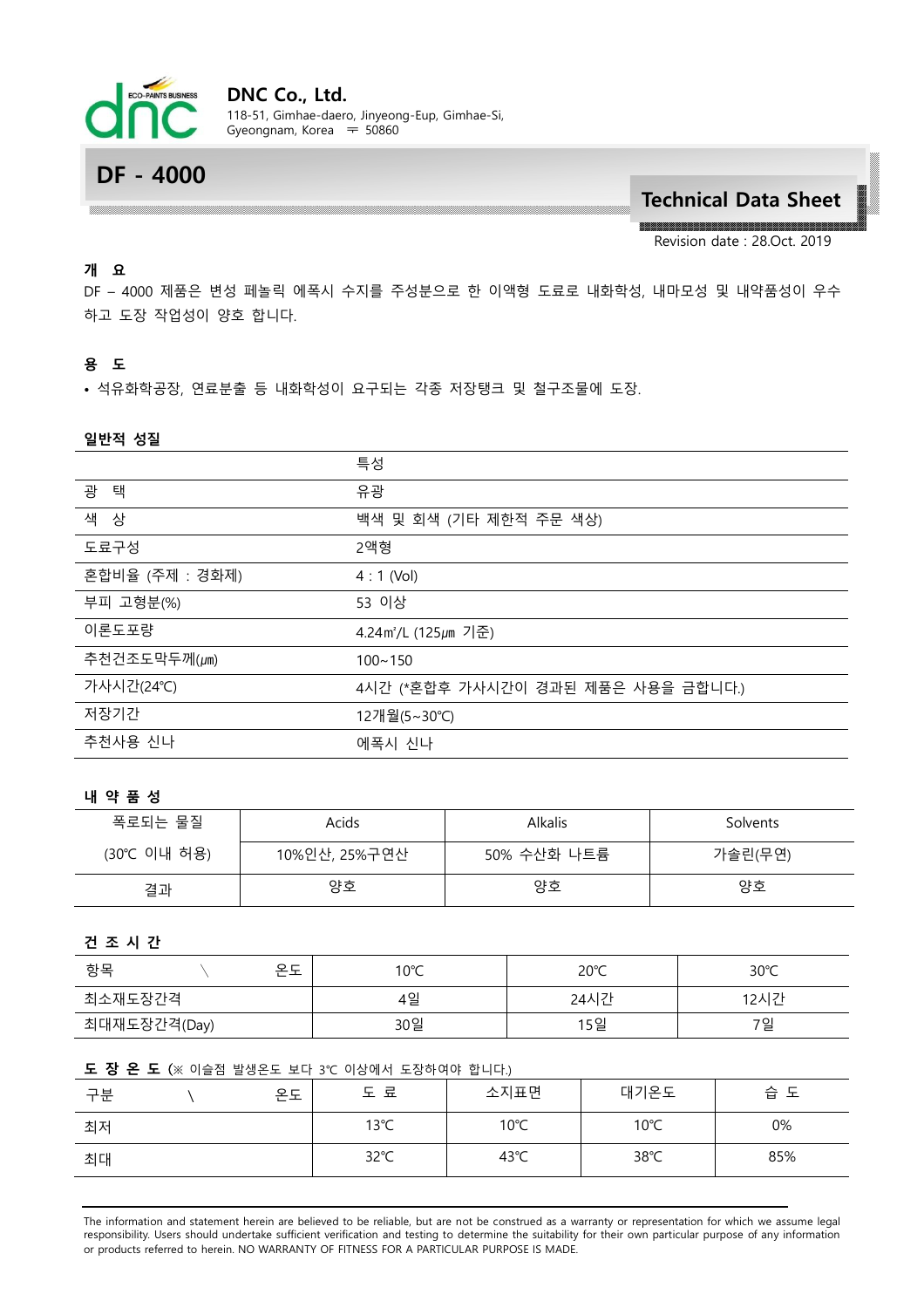**DNC Co., Ltd.**
118-51, Gimhae-daero, Jinyeong-Eup, Gimhae-Si,
Gyeongnam, Korea 〒 50860

# DF - 4000

## Technical Data Sheet

Revision date : 28.Oct. 2019

### 개 요

DF – 4000 제품은 변성 페놀릭 에폭시 수지를 주성분으로 한 이액형 도료로 내화학성, 내마모성 및 내약품성이 우수하고 도장 작업성이 양호 합니다.

### 용 도

- 석유화학공장, 연료분출 등 내화학성이 요구되는 각종 저장탱크 및 철구조물에 도장.

### 일반적 성질

| | 특성 |
|---|---|
| 광 택 | 유광 |
| 색 상 | 백색 및 회색 (기타 제한적 주문 색상) |
| 도료구성 | 2액형 |
| 혼합비율 (주제 : 경화제) | 4 : 1 (Vol) |
| 부피 고형분(%) | 53 이상 |
| 이론도포량 | 4.24㎡/L (125㎛ 기준) |
| 추천건조도막두께(㎛) | 100~150 |
| 가사시간(24℃) | 4시간 (*혼합후 가사시간이 경과된 제품은 사용을 금합니다.) |
| 저장기간 | 12개월(5~30℃) |
| 추천사용 신나 | 에폭시 신나 |

### 내 약 품 성

| 폭로되는 물질 | Acids | Alkalis | Solvents |
|---|---|---|---|
| (30℃ 이내 허용) | 10%인산, 25%구연산 | 50% 수산화 나트륨 | 가솔린(무연) |
| 결과 | 양호 | 양호 | 양호 |

### 건 조 시 간

| 항목 \ 온도 | 10℃ | 20℃ | 30℃ |
|---|---|---|---|
| 최소재도장간격 | 4일 | 24시간 | 12시간 |
| 최대재도장간격(Day) | 30일 | 15일 | 7일 |

### 도 장 온 도 (※ 이슬점 발생온도 보다 3℃ 이상에서 도장하여야 합니다.)

| 구분 \ 온도 | 도 료 | 소지표면 | 대기온도 | 습 도 |
|---|---|---|---|---|
| 최저 | 13℃ | 10℃ | 10℃ | 0% |
| 최대 | 32℃ | 43℃ | 38℃ | 85% |

The information and statement herein are believed to be reliable, but are not be construed as a warranty or representation for which we assume legal responsibility. Users should undertake sufficient verification and testing to determine the suitability for their own particular purpose of any information or products referred to herein. NO WARRANTY OF FITNESS FOR A PARTICULAR PURPOSE IS MADE.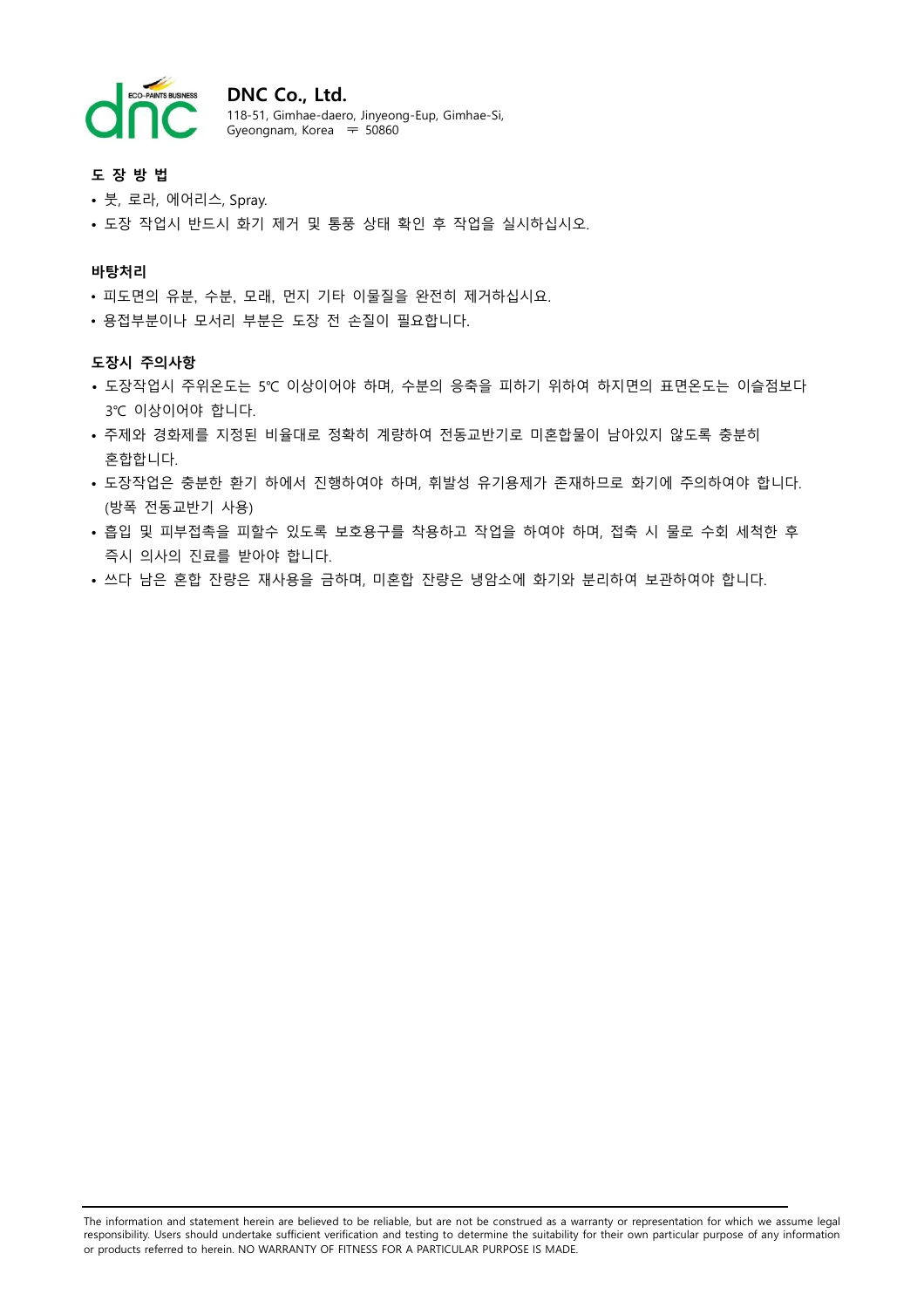**도 장 방 법**

- 붓, 로라, 에어리스, Spray.
- 도장 작업시 반드시 화기 제거 및 통풍 상태 확인 후 작업을 실시하십시오.

**바탕처리**

- 피도면의 유분, 수분, 모래, 먼지 기타 이물질을 완전히 제거하십시요.
- 용접부분이나 모서리 부분은 도장 전 손질이 필요합니다.

**도장시 주의사항**

- 도장작업시 주위온도는 5℃ 이상이어야 하며, 수분의 응축을 피하기 위하여 하지면의 표면온도는 이슬점보다 3℃ 이상이어야 합니다.
- 주제와 경화제를 지정된 비율대로 정확히 계량하여 전동교반기로 미혼합물이 남아있지 않도록 충분히 혼합합니다.
- 도장작업은 충분한 환기 하에서 진행하여야 하며, 휘발성 유기용제가 존재하므로 화기에 주의하여야 합니다. (방폭 전동교반기 사용)
- 흡입 및 피부접촉을 피할수 있도록 보호용구를 착용하고 작업을 하여야 하며, 접촉 시 물로 수회 세척한 후 즉시 의사의 진료를 받아야 합니다.
- 쓰다 남은 혼합 잔량은 재사용을 금하며, 미혼합 잔량은 냉암소에 화기와 분리하여 보관하여야 합니다.

The information and statement herein are believed to be reliable, but are not be construed as a warranty or representation for which we assume legal responsibility. Users should undertake sufficient verification and testing to determine the suitability for their own particular purpose of any information or products referred to herein. NO WARRANTY OF FITNESS FOR A PARTICULAR PURPOSE IS MADE.